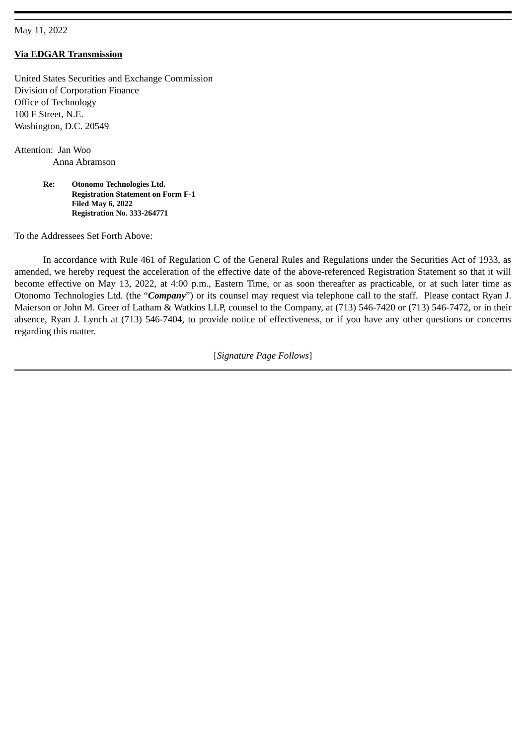May 11, 2022

**Via EDGAR Transmission**

United States Securities and Exchange Commission
Division of Corporation Finance
Office of Technology
100 F Street, N.E.
Washington, D.C. 20549

Attention: Jan Woo
Anna Abramson

**Re: Otonomo Technologies Ltd.**
**Registration Statement on Form F-1**
**Filed May 6, 2022**
**Registration No. 333-264771**

To the Addressees Set Forth Above:

In accordance with Rule 461 of Regulation C of the General Rules and Regulations under the Securities Act of 1933, as amended, we hereby request the acceleration of the effective date of the above-referenced Registration Statement so that it will become effective on May 13, 2022, at 4:00 p.m., Eastern Time, or as soon thereafter as practicable, or at such later time as Otonomo Technologies Ltd. (the "***Company***") or its counsel may request via telephone call to the staff. Please contact Ryan J. Maierson or John M. Greer of Latham & Watkins LLP, counsel to the Company, at (713) 546-7420 or (713) 546-7472, or in their absence, Ryan J. Lynch at (713) 546-7404, to provide notice of effectiveness, or if you have any other questions or concerns regarding this matter.

[*Signature Page Follows*]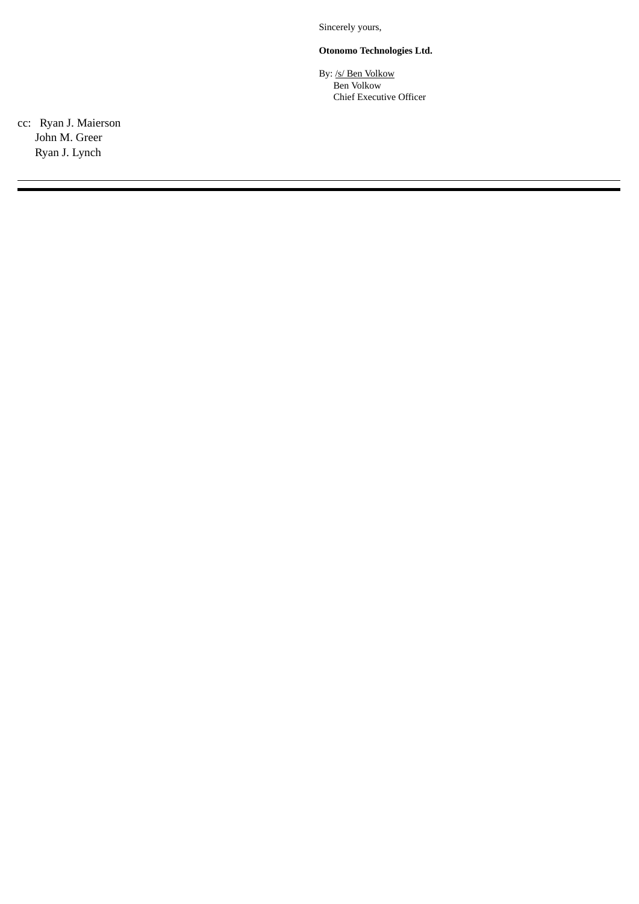Sincerely yours,

**Otonomo Technologies Ltd.**

By: /s/ Ben Volkow
Ben Volkow
Chief Executive Officer

cc: Ryan J. Maierson
John M. Greer
Ryan J. Lynch